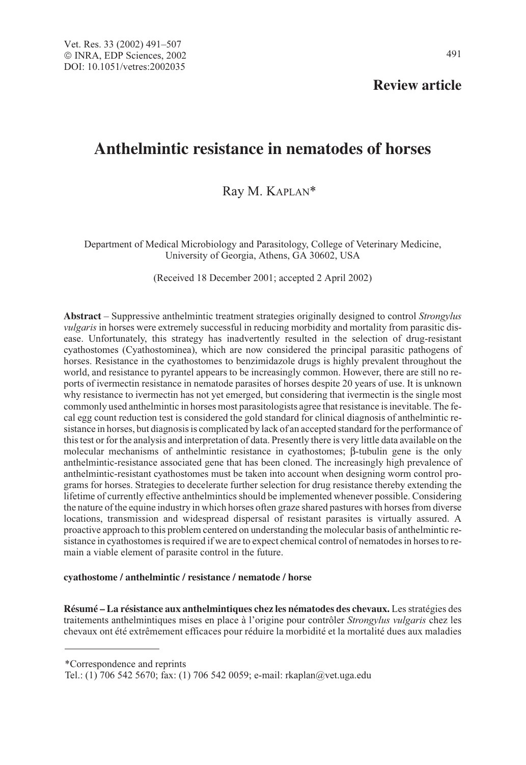Vet. Res. 33 (2002) 491–507
© INRA, EDP Sciences, 2002
DOI: 10.1051/vetres:2002035

**Review article**

# Anthelmintic resistance in nematodes of horses

Ray M. KAPLAN*

Department of Medical Microbiology and Parasitology, College of Veterinary Medicine, University of Georgia, Athens, GA 30602, USA

(Received 18 December 2001; accepted 2 April 2002)

**Abstract** – Suppressive anthelmintic treatment strategies originally designed to control *Strongylus vulgaris* in horses were extremely successful in reducing morbidity and mortality from parasitic disease. Unfortunately, this strategy has inadvertently resulted in the selection of drug-resistant cyathostomes (Cyathostominea), which are now considered the principal parasitic pathogens of horses. Resistance in the cyathostomes to benzimidazole drugs is highly prevalent throughout the world, and resistance to pyrantel appears to be increasingly common. However, there are still no reports of ivermectin resistance in nematode parasites of horses despite 20 years of use. It is unknown why resistance to ivermectin has not yet emerged, but considering that ivermectin is the single most commonly used anthelmintic in horses most parasitologists agree that resistance is inevitable. The fecal egg count reduction test is considered the gold standard for clinical diagnosis of anthelmintic resistance in horses, but diagnosis is complicated by lack of an accepted standard for the performance of this test or for the analysis and interpretation of data. Presently there is very little data available on the molecular mechanisms of anthelmintic resistance in cyathostomes; β-tubulin gene is the only anthelmintic-resistance associated gene that has been cloned. The increasingly high prevalence of anthelmintic-resistant cyathostomes must be taken into account when designing worm control programs for horses. Strategies to decelerate further selection for drug resistance thereby extending the lifetime of currently effective anthelmintics should be implemented whenever possible. Considering the nature of the equine industry in which horses often graze shared pastures with horses from diverse locations, transmission and widespread dispersal of resistant parasites is virtually assured. A proactive approach to this problem centered on understanding the molecular basis of anthelmintic resistance in cyathostomes is required if we are to expect chemical control of nematodes in horses to remain a viable element of parasite control in the future.

**cyathostome / anthelmintic / resistance / nematode / horse**

**Résumé – La résistance aux anthelmintiques chez les nématodes des chevaux.** Les stratégies des traitements anthelmintiques mises en place à l'origine pour contrôler *Strongylus vulgaris* chez les chevaux ont été extrêmement efficaces pour réduire la morbidité et la mortalité dues aux maladies

*Correspondence and reprints
Tel.: (1) 706 542 5670; fax: (1) 706 542 0059; e-mail: rkaplan@vet.uga.edu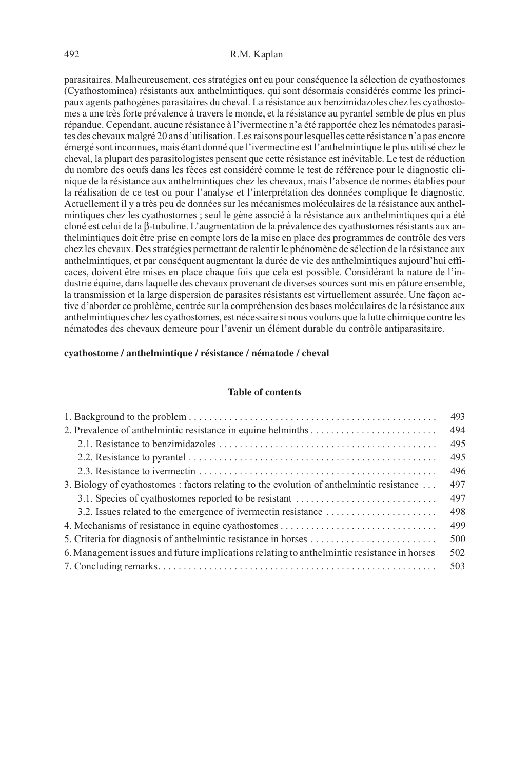parasitaires. Malheureusement, ces stratégies ont eu pour conséquence la sélection de cyathostomes (Cyathostominea) résistants aux anthelmintiques, qui sont désormais considérés comme les principaux agents pathogènes parasitaires du cheval. La résistance aux benzimidazoles chez les cyathostomes a une très forte prévalence à travers le monde, et la résistance au pyrantel semble de plus en plus répandue. Cependant, aucune résistance à l'ivermectine n'a été rapportée chez les nématodes parasites des chevaux malgré 20 ans d'utilisation. Les raisons pour lesquelles cette résistance n'a pas encore émergé sont inconnues, mais étant donné que l'ivermectine est l'anthelmintique le plus utilisé chez le cheval, la plupart des parasitologistes pensent que cette résistance est inévitable. Le test de réduction du nombre des oeufs dans les fèces est considéré comme le test de référence pour le diagnostic clinique de la résistance aux anthelmintiques chez les chevaux, mais l'absence de normes établies pour la réalisation de ce test ou pour l'analyse et l'interprétation des données complique le diagnostic. Actuellement il y a très peu de données sur les mécanismes moléculaires de la résistance aux anthelmintiques chez les cyathostomes ; seul le gène associé à la résistance aux anthelmintiques qui a été cloné est celui de la β-tubuline. L'augmentation de la prévalence des cyathostomes résistants aux anthelmintiques doit être prise en compte lors de la mise en place des programmes de contrôle des vers chez les chevaux. Des stratégies permettant de ralentir le phénomène de sélection de la résistance aux anthelmintiques, et par conséquent augmentant la durée de vie des anthelmintiques aujourd'hui efficaces, doivent être mises en place chaque fois que cela est possible. Considérant la nature de l'industrie équine, dans laquelle des chevaux provenant de diverses sources sont mis en pâture ensemble, la transmission et la large dispersion de parasites résistants est virtuellement assurée. Une façon active d'aborder ce problème, centrée sur la compréhension des bases moléculaires de la résistance aux anthelmintiques chez les cyathostomes, est nécessaire si nous voulons que la lutte chimique contre les nématodes des chevaux demeure pour l'avenir un élément durable du contrôle antiparasitaire.

**cyathostome / anthelmintique / résistance / nématode / cheval**

## Table of contents

1. Background to the problem ........ 493
2. Prevalence of anthelmintic resistance in equine helminths ........ 494
   - 2.1. Resistance to benzimidazoles ........ 495
   - 2.2. Resistance to pyrantel ........ 495
   - 2.3. Resistance to ivermectin ........ 496
3. Biology of cyathostomes : factors relating to the evolution of anthelmintic resistance ... 497
   - 3.1. Species of cyathostomes reported to be resistant ........ 497
   - 3.2. Issues related to the emergence of ivermectin resistance ........ 498
4. Mechanisms of resistance in equine cyathostomes ........ 499
5. Criteria for diagnosis of anthelmintic resistance in horses ........ 500
6. Management issues and future implications relating to anthelmintic resistance in horses ... 502
7. Concluding remarks ........ 503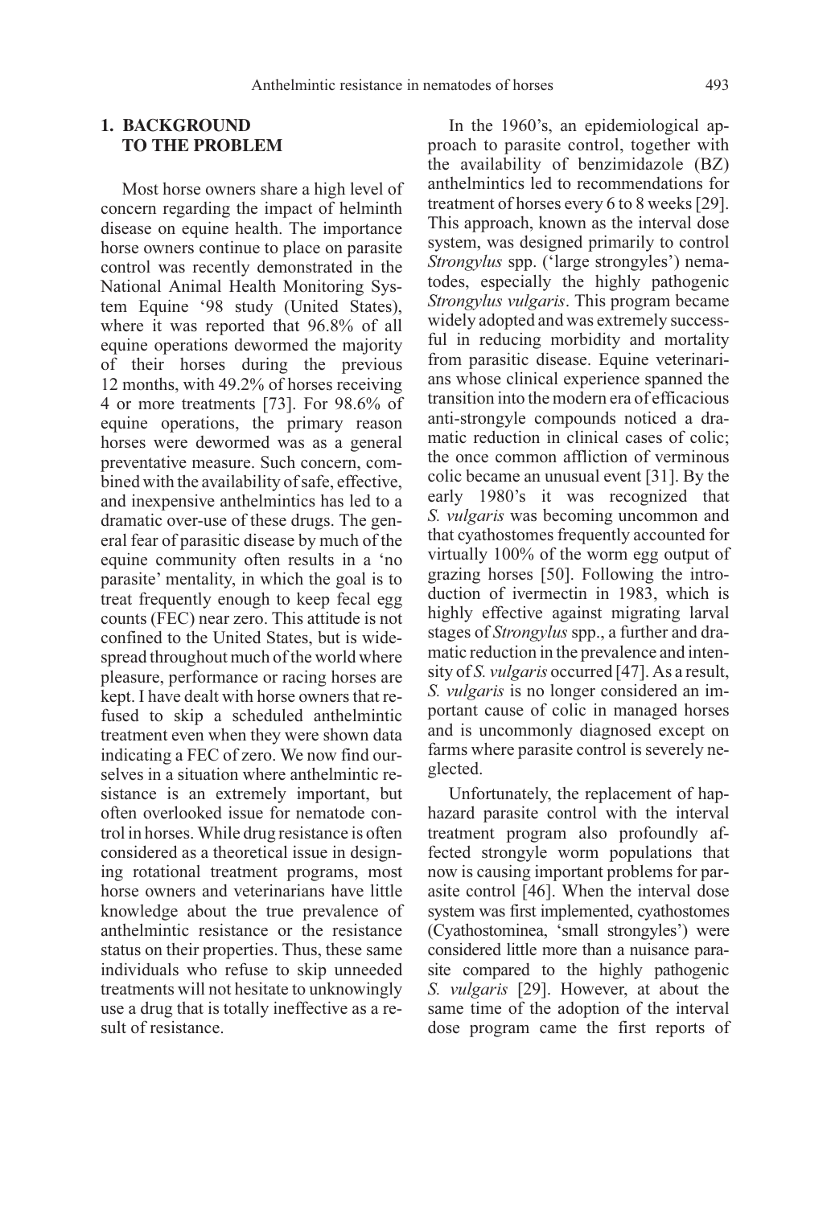## 1. BACKGROUND TO THE PROBLEM

Most horse owners share a high level of concern regarding the impact of helminth disease on equine health. The importance horse owners continue to place on parasite control was recently demonstrated in the National Animal Health Monitoring System Equine '98 study (United States), where it was reported that 96.8% of all equine operations dewormed the majority of their horses during the previous 12 months, with 49.2% of horses receiving 4 or more treatments [73]. For 98.6% of equine operations, the primary reason horses were dewormed was as a general preventative measure. Such concern, combined with the availability of safe, effective, and inexpensive anthelmintics has led to a dramatic over-use of these drugs. The general fear of parasitic disease by much of the equine community often results in a 'no parasite' mentality, in which the goal is to treat frequently enough to keep fecal egg counts (FEC) near zero. This attitude is not confined to the United States, but is widespread throughout much of the world where pleasure, performance or racing horses are kept. I have dealt with horse owners that refused to skip a scheduled anthelmintic treatment even when they were shown data indicating a FEC of zero. We now find ourselves in a situation where anthelmintic resistance is an extremely important, but often overlooked issue for nematode control in horses. While drug resistance is often considered as a theoretical issue in designing rotational treatment programs, most horse owners and veterinarians have little knowledge about the true prevalence of anthelmintic resistance or the resistance status on their properties. Thus, these same individuals who refuse to skip unneeded treatments will not hesitate to unknowingly use a drug that is totally ineffective as a result of resistance.

In the 1960's, an epidemiological approach to parasite control, together with the availability of benzimidazole (BZ) anthelmintics led to recommendations for treatment of horses every 6 to 8 weeks [29]. This approach, known as the interval dose system, was designed primarily to control *Strongylus* spp. ('large strongyles') nematodes, especially the highly pathogenic *Strongylus vulgaris*. This program became widely adopted and was extremely successful in reducing morbidity and mortality from parasitic disease. Equine veterinarians whose clinical experience spanned the transition into the modern era of efficacious anti-strongyle compounds noticed a dramatic reduction in clinical cases of colic; the once common affliction of verminous colic became an unusual event [31]. By the early 1980's it was recognized that *S. vulgaris* was becoming uncommon and that cyathostomes frequently accounted for virtually 100% of the worm egg output of grazing horses [50]. Following the introduction of ivermectin in 1983, which is highly effective against migrating larval stages of *Strongylus* spp., a further and dramatic reduction in the prevalence and intensity of *S. vulgaris* occurred [47]. As a result, *S. vulgaris* is no longer considered an important cause of colic in managed horses and is uncommonly diagnosed except on farms where parasite control is severely neglected.

Unfortunately, the replacement of haphazard parasite control with the interval treatment program also profoundly affected strongyle worm populations that now is causing important problems for parasite control [46]. When the interval dose system was first implemented, cyathostomes (Cyathostominea, 'small strongyles') were considered little more than a nuisance parasite compared to the highly pathogenic *S. vulgaris* [29]. However, at about the same time of the adoption of the interval dose program came the first reports of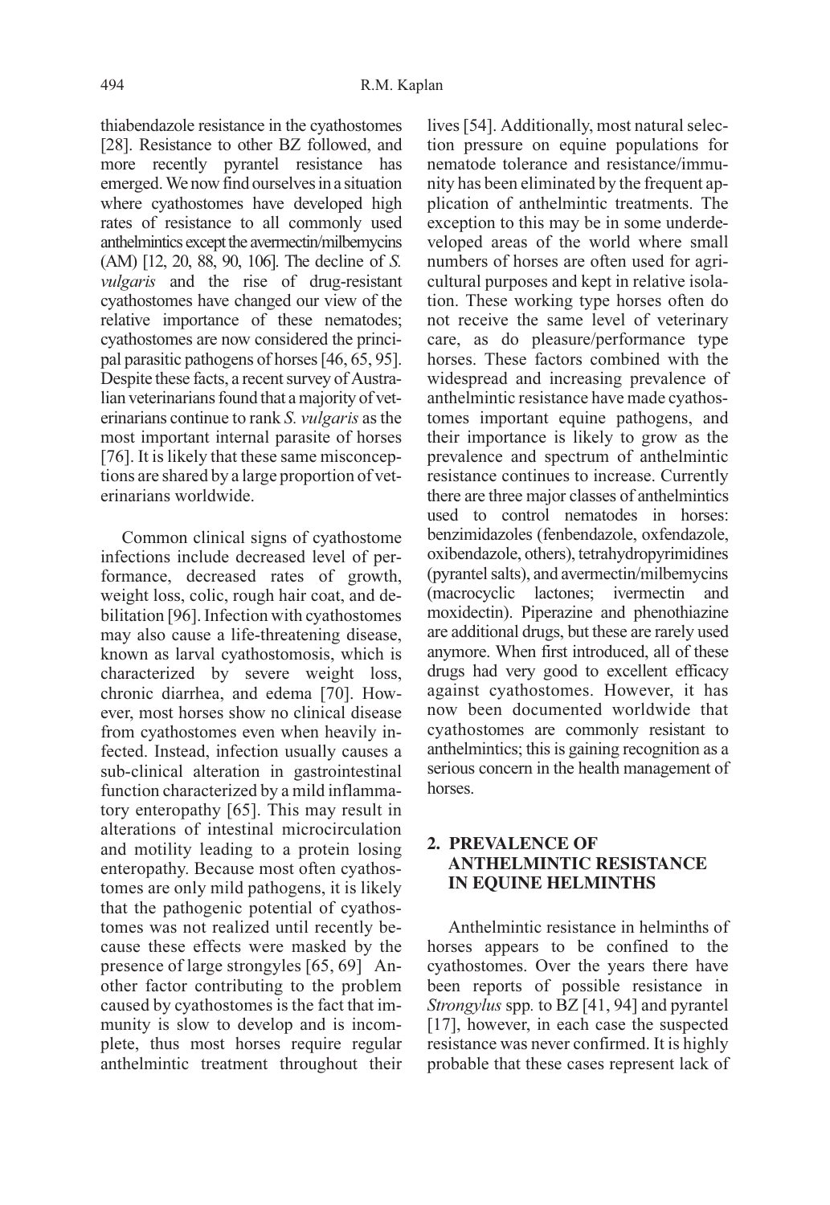thiabendazole resistance in the cyathostomes [28]. Resistance to other BZ followed, and more recently pyrantel resistance has emerged. We now find ourselves in a situation where cyathostomes have developed high rates of resistance to all commonly used anthelmintics except the avermectin/milbemycins (AM) [12, 20, 88, 90, 106]. The decline of *S. vulgaris* and the rise of drug-resistant cyathostomes have changed our view of the relative importance of these nematodes; cyathostomes are now considered the principal parasitic pathogens of horses [46, 65, 95]. Despite these facts, a recent survey of Australian veterinarians found that a majority of veterinarians continue to rank *S. vulgaris* as the most important internal parasite of horses [76]. It is likely that these same misconceptions are shared by a large proportion of veterinarians worldwide.

Common clinical signs of cyathostome infections include decreased level of performance, decreased rates of growth, weight loss, colic, rough hair coat, and debilitation [96]. Infection with cyathostomes may also cause a life-threatening disease, known as larval cyathostomosis, which is characterized by severe weight loss, chronic diarrhea, and edema [70]. However, most horses show no clinical disease from cyathostomes even when heavily infected. Instead, infection usually causes a sub-clinical alteration in gastrointestinal function characterized by a mild inflammatory enteropathy [65]. This may result in alterations of intestinal microcirculation and motility leading to a protein losing enteropathy. Because most often cyathostomes are only mild pathogens, it is likely that the pathogenic potential of cyathostomes was not realized until recently because these effects were masked by the presence of large strongyles [65, 69] Another factor contributing to the problem caused by cyathostomes is the fact that immunity is slow to develop and is incomplete, thus most horses require regular anthelmintic treatment throughout their lives [54]. Additionally, most natural selection pressure on equine populations for nematode tolerance and resistance/immunity has been eliminated by the frequent application of anthelmintic treatments. The exception to this may be in some underdeveloped areas of the world where small numbers of horses are often used for agricultural purposes and kept in relative isolation. These working type horses often do not receive the same level of veterinary care, as do pleasure/performance type horses. These factors combined with the widespread and increasing prevalence of anthelmintic resistance have made cyathostomes important equine pathogens, and their importance is likely to grow as the prevalence and spectrum of anthelmintic resistance continues to increase. Currently there are three major classes of anthelmintics used to control nematodes in horses: benzimidazoles (fenbendazole, oxfendazole, oxibendazole, others), tetrahydropyrimidines (pyrantel salts), and avermectin/milbemycins (macrocyclic lactones; ivermectin and moxidectin). Piperazine and phenothiazine are additional drugs, but these are rarely used anymore. When first introduced, all of these drugs had very good to excellent efficacy against cyathostomes. However, it has now been documented worldwide that cyathostomes are commonly resistant to anthelmintics; this is gaining recognition as a serious concern in the health management of horses.

## 2. PREVALENCE OF ANTHELMINTIC RESISTANCE IN EQUINE HELMINTHS

Anthelmintic resistance in helminths of horses appears to be confined to the cyathostomes. Over the years there have been reports of possible resistance in *Strongylus* spp. to BZ [41, 94] and pyrantel [17], however, in each case the suspected resistance was never confirmed. It is highly probable that these cases represent lack of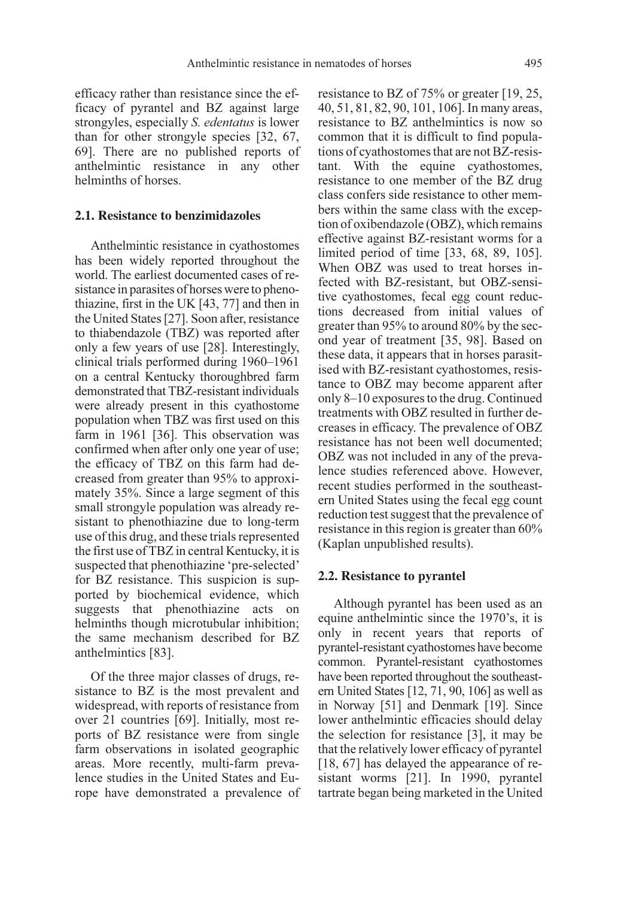efficacy rather than resistance since the efficacy of pyrantel and BZ against large strongyles, especially *S. edentatus* is lower than for other strongyle species [32, 67, 69]. There are no published reports of anthelmintic resistance in any other helminths of horses.

### 2.1. Resistance to benzimidazoles

Anthelmintic resistance in cyathostomes has been widely reported throughout the world. The earliest documented cases of resistance in parasites of horses were to phenothiazine, first in the UK [43, 77] and then in the United States [27]. Soon after, resistance to thiabendazole (TBZ) was reported after only a few years of use [28]. Interestingly, clinical trials performed during 1960–1961 on a central Kentucky thoroughbred farm demonstrated that TBZ-resistant individuals were already present in this cyathostome population when TBZ was first used on this farm in 1961 [36]. This observation was confirmed when after only one year of use; the efficacy of TBZ on this farm had decreased from greater than 95% to approximately 35%. Since a large segment of this small strongyle population was already resistant to phenothiazine due to long-term use of this drug, and these trials represented the first use of TBZ in central Kentucky, it is suspected that phenothiazine 'pre-selected' for BZ resistance. This suspicion is supported by biochemical evidence, which suggests that phenothiazine acts on helminths though microtubular inhibition; the same mechanism described for BZ anthelmintics [83].

Of the three major classes of drugs, resistance to BZ is the most prevalent and widespread, with reports of resistance from over 21 countries [69]. Initially, most reports of BZ resistance were from single farm observations in isolated geographic areas. More recently, multi-farm prevalence studies in the United States and Europe have demonstrated a prevalence of resistance to BZ of 75% or greater [19, 25, 40, 51, 81, 82, 90, 101, 106]. In many areas, resistance to BZ anthelmintics is now so common that it is difficult to find populations of cyathostomes that are not BZ-resistant. With the equine cyathostomes, resistance to one member of the BZ drug class confers side resistance to other members within the same class with the exception of oxibendazole (OBZ), which remains effective against BZ-resistant worms for a limited period of time [33, 68, 89, 105]. When OBZ was used to treat horses infected with BZ-resistant, but OBZ-sensitive cyathostomes, fecal egg count reductions decreased from initial values of greater than 95% to around 80% by the second year of treatment [35, 98]. Based on these data, it appears that in horses parasitised with BZ-resistant cyathostomes, resistance to OBZ may become apparent after only 8–10 exposures to the drug. Continued treatments with OBZ resulted in further decreases in efficacy. The prevalence of OBZ resistance has not been well documented; OBZ was not included in any of the prevalence studies referenced above. However, recent studies performed in the southeastern United States using the fecal egg count reduction test suggest that the prevalence of resistance in this region is greater than 60% (Kaplan unpublished results).

### 2.2. Resistance to pyrantel

Although pyrantel has been used as an equine anthelmintic since the 1970's, it is only in recent years that reports of pyrantel-resistant cyathostomes have become common. Pyrantel-resistant cyathostomes have been reported throughout the southeastern United States [12, 71, 90, 106] as well as in Norway [51] and Denmark [19]. Since lower anthelmintic efficacies should delay the selection for resistance [3], it may be that the relatively lower efficacy of pyrantel [18, 67] has delayed the appearance of resistant worms [21]. In 1990, pyrantel tartrate began being marketed in the United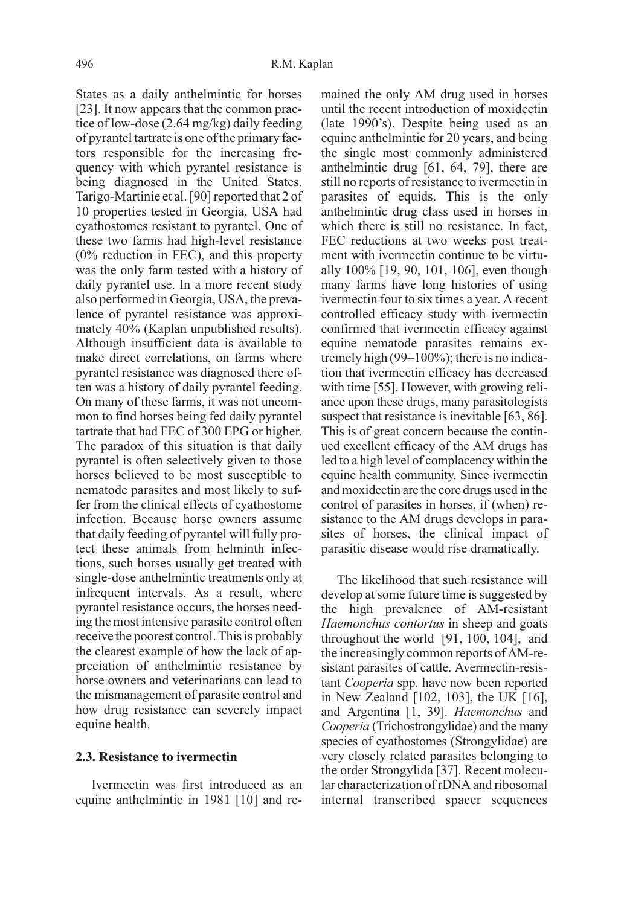States as a daily anthelmintic for horses [23]. It now appears that the common practice of low-dose (2.64 mg/kg) daily feeding of pyrantel tartrate is one of the primary factors responsible for the increasing frequency with which pyrantel resistance is being diagnosed in the United States. Tarigo-Martinie et al. [90] reported that 2 of 10 properties tested in Georgia, USA had cyathostomes resistant to pyrantel. One of these two farms had high-level resistance (0% reduction in FEC), and this property was the only farm tested with a history of daily pyrantel use. In a more recent study also performed in Georgia, USA, the prevalence of pyrantel resistance was approximately 40% (Kaplan unpublished results). Although insufficient data is available to make direct correlations, on farms where pyrantel resistance was diagnosed there often was a history of daily pyrantel feeding. On many of these farms, it was not uncommon to find horses being fed daily pyrantel tartrate that had FEC of 300 EPG or higher. The paradox of this situation is that daily pyrantel is often selectively given to those horses believed to be most susceptible to nematode parasites and most likely to suffer from the clinical effects of cyathostome infection. Because horse owners assume that daily feeding of pyrantel will fully protect these animals from helminth infections, such horses usually get treated with single-dose anthelmintic treatments only at infrequent intervals. As a result, where pyrantel resistance occurs, the horses needing the most intensive parasite control often receive the poorest control. This is probably the clearest example of how the lack of appreciation of anthelmintic resistance by horse owners and veterinarians can lead to the mismanagement of parasite control and how drug resistance can severely impact equine health.

### 2.3. Resistance to ivermectin

Ivermectin was first introduced as an equine anthelmintic in 1981 [10] and remained the only AM drug used in horses until the recent introduction of moxidectin (late 1990's). Despite being used as an equine anthelmintic for 20 years, and being the single most commonly administered anthelmintic drug [61, 64, 79], there are still no reports of resistance to ivermectin in parasites of equids. This is the only anthelmintic drug class used in horses in which there is still no resistance. In fact, FEC reductions at two weeks post treatment with ivermectin continue to be virtually 100% [19, 90, 101, 106], even though many farms have long histories of using ivermectin four to six times a year. A recent controlled efficacy study with ivermectin confirmed that ivermectin efficacy against equine nematode parasites remains extremely high (99–100%); there is no indication that ivermectin efficacy has decreased with time [55]. However, with growing reliance upon these drugs, many parasitologists suspect that resistance is inevitable [63, 86]. This is of great concern because the continued excellent efficacy of the AM drugs has led to a high level of complacency within the equine health community. Since ivermectin and moxidectin are the core drugs used in the control of parasites in horses, if (when) resistance to the AM drugs develops in parasites of horses, the clinical impact of parasitic disease would rise dramatically.

The likelihood that such resistance will develop at some future time is suggested by the high prevalence of AM-resistant *Haemonchus contortus* in sheep and goats throughout the world [91, 100, 104], and the increasingly common reports of AM-resistant parasites of cattle. Avermectin-resistant *Cooperia* spp. have now been reported in New Zealand [102, 103], the UK [16], and Argentina [1, 39]. *Haemonchus* and *Cooperia* (Trichostrongylidae) and the many species of cyathostomes (Strongylidae) are very closely related parasites belonging to the order Strongylida [37]. Recent molecular characterization of rDNA and ribosomal internal transcribed spacer sequences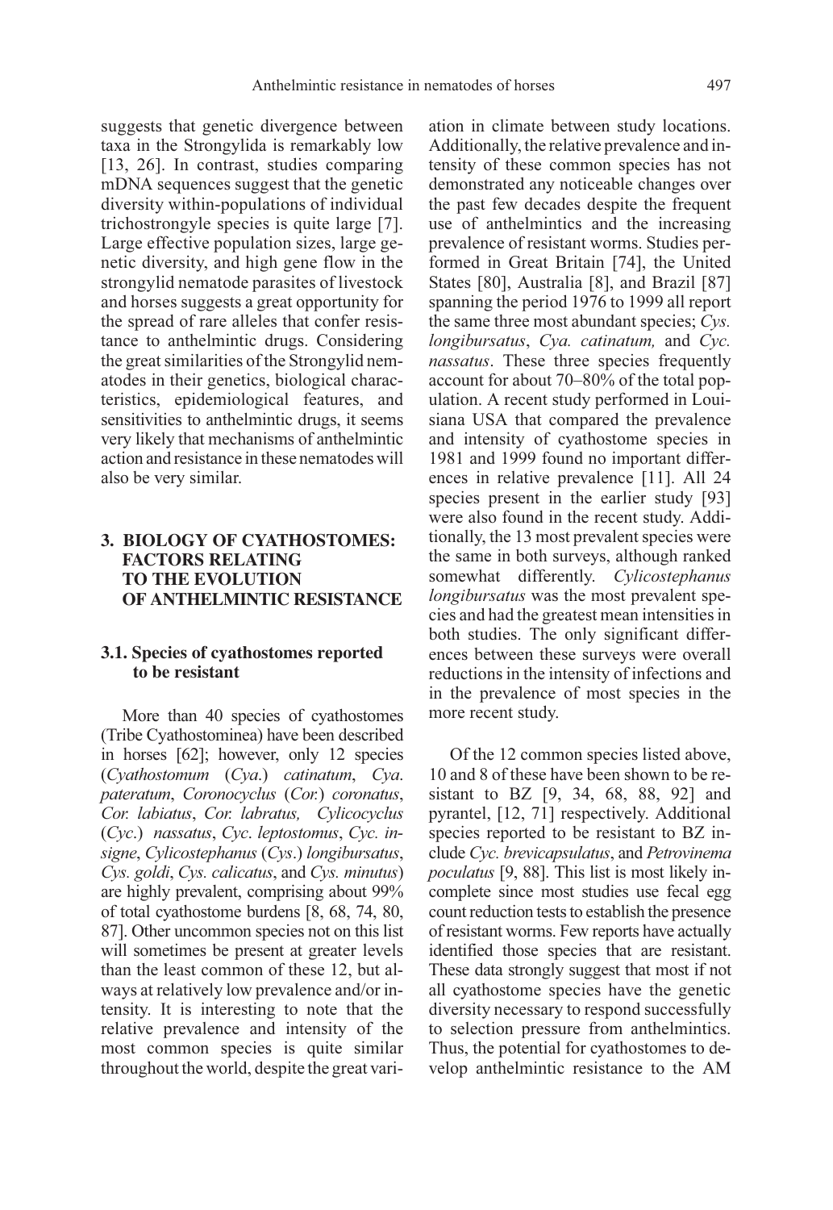suggests that genetic divergence between taxa in the Strongylida is remarkably low [13, 26]. In contrast, studies comparing mDNA sequences suggest that the genetic diversity within-populations of individual trichostrongyle species is quite large [7]. Large effective population sizes, large genetic diversity, and high gene flow in the strongylid nematode parasites of livestock and horses suggests a great opportunity for the spread of rare alleles that confer resistance to anthelmintic drugs. Considering the great similarities of the Strongylid nematodes in their genetics, biological characteristics, epidemiological features, and sensitivities to anthelmintic drugs, it seems very likely that mechanisms of anthelmintic action and resistance in these nematodes will also be very similar.

## 3. BIOLOGY OF CYATHOSTOMES: FACTORS RELATING TO THE EVOLUTION OF ANTHELMINTIC RESISTANCE

### 3.1. Species of cyathostomes reported to be resistant

More than 40 species of cyathostomes (Tribe Cyathostominea) have been described in horses [62]; however, only 12 species (*Cyathostomum* (*Cya.*) *catinatum*, *Cya. pateratum*, *Coronocyclus* (*Cor.*) *coronatus*, *Cor. labiatus*, *Cor. labratus, Cylicocyclus* (*Cyc.*) *nassatus*, *Cyc. leptostomus*, *Cyc. insigne*, *Cylicostephanus* (*Cys.*) *longibursatus*, *Cys. goldi*, *Cys. calicatus*, and *Cys. minutus*) are highly prevalent, comprising about 99% of total cyathostome burdens [8, 68, 74, 80, 87]. Other uncommon species not on this list will sometimes be present at greater levels than the least common of these 12, but always at relatively low prevalence and/or intensity. It is interesting to note that the relative prevalence and intensity of the most common species is quite similar throughout the world, despite the great variation in climate between study locations. Additionally, the relative prevalence and intensity of these common species has not demonstrated any noticeable changes over the past few decades despite the frequent use of anthelmintics and the increasing prevalence of resistant worms. Studies performed in Great Britain [74], the United States [80], Australia [8], and Brazil [87] spanning the period 1976 to 1999 all report the same three most abundant species; *Cys. longibursatus*, *Cya. catinatum,* and *Cyc. nassatus*. These three species frequently account for about 70–80% of the total population. A recent study performed in Louisiana USA that compared the prevalence and intensity of cyathostome species in 1981 and 1999 found no important differences in relative prevalence [11]. All 24 species present in the earlier study [93] were also found in the recent study. Additionally, the 13 most prevalent species were the same in both surveys, although ranked somewhat differently. *Cylicostephanus longibursatus* was the most prevalent species and had the greatest mean intensities in both studies. The only significant differences between these surveys were overall reductions in the intensity of infections and in the prevalence of most species in the more recent study.

Of the 12 common species listed above, 10 and 8 of these have been shown to be resistant to BZ [9, 34, 68, 88, 92] and pyrantel, [12, 71] respectively. Additional species reported to be resistant to BZ include *Cyc. brevicapsulatus*, and *Petrovinema poculatus* [9, 88]. This list is most likely incomplete since most studies use fecal egg count reduction tests to establish the presence of resistant worms. Few reports have actually identified those species that are resistant. These data strongly suggest that most if not all cyathostome species have the genetic diversity necessary to respond successfully to selection pressure from anthelmintics. Thus, the potential for cyathostomes to develop anthelmintic resistance to the AM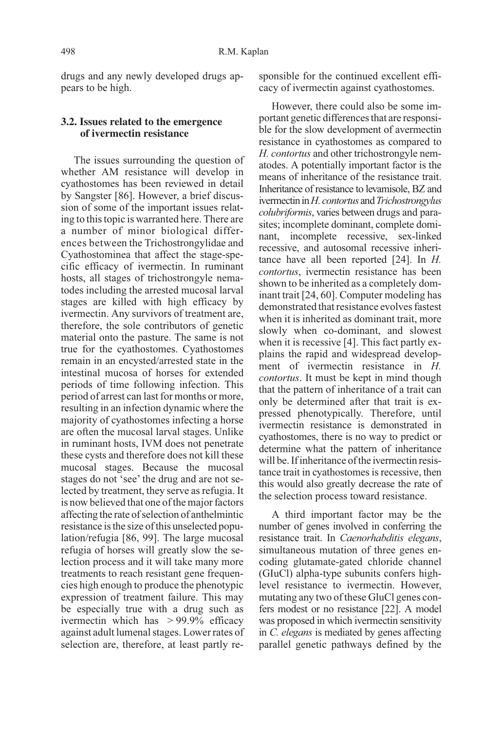drugs and any newly developed drugs appears to be high.

### 3.2. Issues related to the emergence of ivermectin resistance

The issues surrounding the question of whether AM resistance will develop in cyathostomes has been reviewed in detail by Sangster [86]. However, a brief discussion of some of the important issues relating to this topic is warranted here. There are a number of minor biological differences between the Trichostrongylidae and Cyathostominea that affect the stage-specific efficacy of ivermectin. In ruminant hosts, all stages of trichostrongyle nematodes including the arrested mucosal larval stages are killed with high efficacy by ivermectin. Any survivors of treatment are, therefore, the sole contributors of genetic material onto the pasture. The same is not true for the cyathostomes. Cyathostomes remain in an encysted/arrested state in the intestinal mucosa of horses for extended periods of time following infection. This period of arrest can last for months or more, resulting in an infection dynamic where the majority of cyathostomes infecting a horse are often the mucosal larval stages. Unlike in ruminant hosts, IVM does not penetrate these cysts and therefore does not kill these mucosal stages. Because the mucosal stages do not 'see' the drug and are not selected by treatment, they serve as refugia. It is now believed that one of the major factors affecting the rate of selection of anthelmintic resistance is the size of this unselected population/refugia [86, 99]. The large mucosal refugia of horses will greatly slow the selection process and it will take many more treatments to reach resistant gene frequencies high enough to produce the phenotypic expression of treatment failure. This may be especially true with a drug such as ivermectin which has $> 99.9\%$ efficacy against adult lumenal stages. Lower rates of selection are, therefore, at least partly responsible for the continued excellent efficacy of ivermectin against cyathostomes.

However, there could also be some important genetic differences that are responsible for the slow development of avermectin resistance in cyathostomes as compared to *H. contortus* and other trichostrongyle nematodes. A potentially important factor is the means of inheritance of the resistance trait. Inheritance of resistance to levamisole, BZ and ivermectin in *H. contortus* and *Trichostrongylus colubriformis*, varies between drugs and parasites; incomplete dominant, complete dominant, incomplete recessive, sex-linked recessive, and autosomal recessive inheritance have all been reported [24]. In *H. contortus*, ivermectin resistance has been shown to be inherited as a completely dominant trait [24, 60]. Computer modeling has demonstrated that resistance evolves fastest when it is inherited as dominant trait, more slowly when co-dominant, and slowest when it is recessive [4]. This fact partly explains the rapid and widespread development of ivermectin resistance in *H. contortus*. It must be kept in mind though that the pattern of inheritance of a trait can only be determined after that trait is expressed phenotypically. Therefore, until ivermectin resistance is demonstrated in cyathostomes, there is no way to predict or determine what the pattern of inheritance will be. If inheritance of the ivermectin resistance trait in cyathostomes is recessive, then this would also greatly decrease the rate of the selection process toward resistance.

A third important factor may be the number of genes involved in conferring the resistance trait. In *Caenorhabditis elegans*, simultaneous mutation of three genes encoding glutamate-gated chloride channel (GluCl) alpha-type subunits confers high-level resistance to ivermectin. However, mutating any two of these GluCl genes confers modest or no resistance [22]. A model was proposed in which ivermectin sensitivity in *C. elegans* is mediated by genes affecting parallel genetic pathways defined by the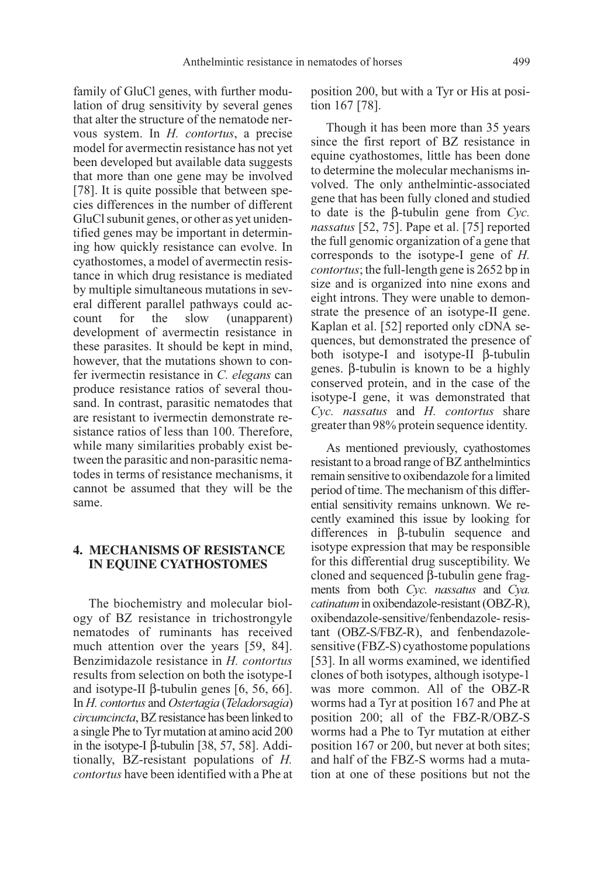family of GluCl genes, with further modulation of drug sensitivity by several genes that alter the structure of the nematode nervous system. In *H. contortus*, a precise model for avermectin resistance has not yet been developed but available data suggests that more than one gene may be involved [78]. It is quite possible that between species differences in the number of different GluCl subunit genes, or other as yet unidentified genes may be important in determining how quickly resistance can evolve. In cyathostomes, a model of avermectin resistance in which drug resistance is mediated by multiple simultaneous mutations in several different parallel pathways could account for the slow (unapparent) development of avermectin resistance in these parasites. It should be kept in mind, however, that the mutations shown to confer ivermectin resistance in *C. elegans* can produce resistance ratios of several thousand. In contrast, parasitic nematodes that are resistant to ivermectin demonstrate resistance ratios of less than 100. Therefore, while many similarities probably exist between the parasitic and non-parasitic nematodes in terms of resistance mechanisms, it cannot be assumed that they will be the same.

## 4. MECHANISMS OF RESISTANCE IN EQUINE CYATHOSTOMES

The biochemistry and molecular biology of BZ resistance in trichostrongyle nematodes of ruminants has received much attention over the years [59, 84]. Benzimidazole resistance in *H. contortus* results from selection on both the isotype-I and isotype-II β-tubulin genes [6, 56, 66]. In *H. contortus* and *Ostertagia* (*Teladorsagia*) *circumcincta*, BZ resistance has been linked to a single Phe to Tyr mutation at amino acid 200 in the isotype-I β-tubulin [38, 57, 58]. Additionally, BZ-resistant populations of *H. contortus* have been identified with a Phe at position 200, but with a Tyr or His at position 167 [78].

Though it has been more than 35 years since the first report of BZ resistance in equine cyathostomes, little has been done to determine the molecular mechanisms involved. The only anthelmintic-associated gene that has been fully cloned and studied to date is the β-tubulin gene from *Cyc. nassatus* [52, 75]. Pape et al. [75] reported the full genomic organization of a gene that corresponds to the isotype-I gene of *H. contortus*; the full-length gene is 2652 bp in size and is organized into nine exons and eight introns. They were unable to demonstrate the presence of an isotype-II gene. Kaplan et al. [52] reported only cDNA sequences, but demonstrated the presence of both isotype-I and isotype-II β-tubulin genes. β-tubulin is known to be a highly conserved protein, and in the case of the isotype-I gene, it was demonstrated that *Cyc. nassatus* and *H. contortus* share greater than 98% protein sequence identity.

As mentioned previously, cyathostomes resistant to a broad range of BZ anthelmintics remain sensitive to oxibendazole for a limited period of time. The mechanism of this differential sensitivity remains unknown. We recently examined this issue by looking for differences in β-tubulin sequence and isotype expression that may be responsible for this differential drug susceptibility. We cloned and sequenced β-tubulin gene fragments from both *Cyc. nassatus* and *Cya. catinatum* in oxibendazole-resistant (OBZ-R), oxibendazole-sensitive/fenbendazole- resistant (OBZ-S/FBZ-R), and fenbendazole-sensitive (FBZ-S) cyathostome populations [53]. In all worms examined, we identified clones of both isotypes, although isotype-1 was more common. All of the OBZ-R worms had a Tyr at position 167 and Phe at position 200; all of the FBZ-R/OBZ-S worms had a Phe to Tyr mutation at either position 167 or 200, but never at both sites; and half of the FBZ-S worms had a mutation at one of these positions but not the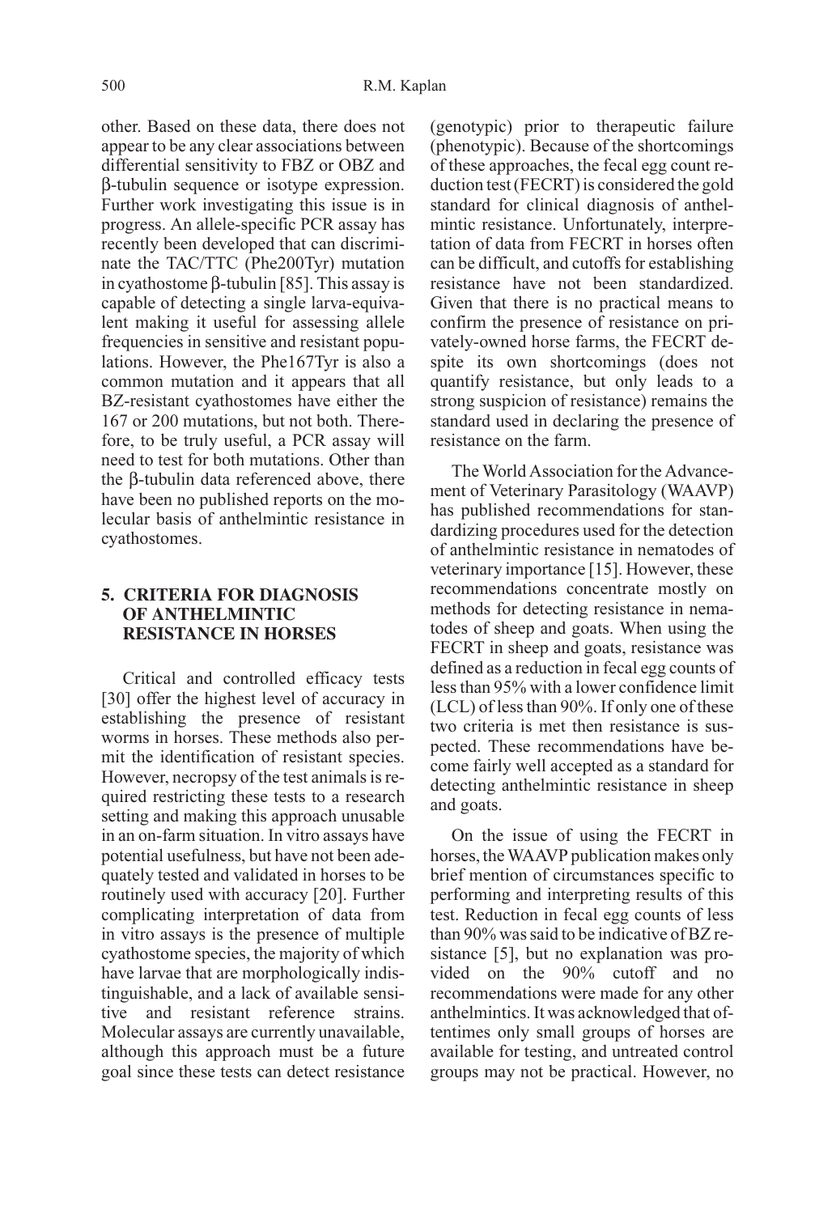other. Based on these data, there does not appear to be any clear associations between differential sensitivity to FBZ or OBZ and β-tubulin sequence or isotype expression. Further work investigating this issue is in progress. An allele-specific PCR assay has recently been developed that can discriminate the TAC/TTC (Phe200Tyr) mutation in cyathostome β-tubulin [85]. This assay is capable of detecting a single larva-equivalent making it useful for assessing allele frequencies in sensitive and resistant populations. However, the Phe167Tyr is also a common mutation and it appears that all BZ-resistant cyathostomes have either the 167 or 200 mutations, but not both. Therefore, to be truly useful, a PCR assay will need to test for both mutations. Other than the β-tubulin data referenced above, there have been no published reports on the molecular basis of anthelmintic resistance in cyathostomes.

## 5. CRITERIA FOR DIAGNOSIS OF ANTHELMINTIC RESISTANCE IN HORSES

Critical and controlled efficacy tests [30] offer the highest level of accuracy in establishing the presence of resistant worms in horses. These methods also permit the identification of resistant species. However, necropsy of the test animals is required restricting these tests to a research setting and making this approach unusable in an on-farm situation. In vitro assays have potential usefulness, but have not been adequately tested and validated in horses to be routinely used with accuracy [20]. Further complicating interpretation of data from in vitro assays is the presence of multiple cyathostome species, the majority of which have larvae that are morphologically indistinguishable, and a lack of available sensitive and resistant reference strains. Molecular assays are currently unavailable, although this approach must be a future goal since these tests can detect resistance (genotypic) prior to therapeutic failure (phenotypic). Because of the shortcomings of these approaches, the fecal egg count reduction test (FECRT) is considered the gold standard for clinical diagnosis of anthelmintic resistance. Unfortunately, interpretation of data from FECRT in horses often can be difficult, and cutoffs for establishing resistance have not been standardized. Given that there is no practical means to confirm the presence of resistance on privately-owned horse farms, the FECRT despite its own shortcomings (does not quantify resistance, but only leads to a strong suspicion of resistance) remains the standard used in declaring the presence of resistance on the farm.

The World Association for the Advancement of Veterinary Parasitology (WAAVP) has published recommendations for standardizing procedures used for the detection of anthelmintic resistance in nematodes of veterinary importance [15]. However, these recommendations concentrate mostly on methods for detecting resistance in nematodes of sheep and goats. When using the FECRT in sheep and goats, resistance was defined as a reduction in fecal egg counts of less than 95% with a lower confidence limit (LCL) of less than 90%. If only one of these two criteria is met then resistance is suspected. These recommendations have become fairly well accepted as a standard for detecting anthelmintic resistance in sheep and goats.

On the issue of using the FECRT in horses, the WAAVP publication makes only brief mention of circumstances specific to performing and interpreting results of this test. Reduction in fecal egg counts of less than 90% was said to be indicative of BZ resistance [5], but no explanation was provided on the 90% cutoff and no recommendations were made for any other anthelmintics. It was acknowledged that oftentimes only small groups of horses are available for testing, and untreated control groups may not be practical. However, no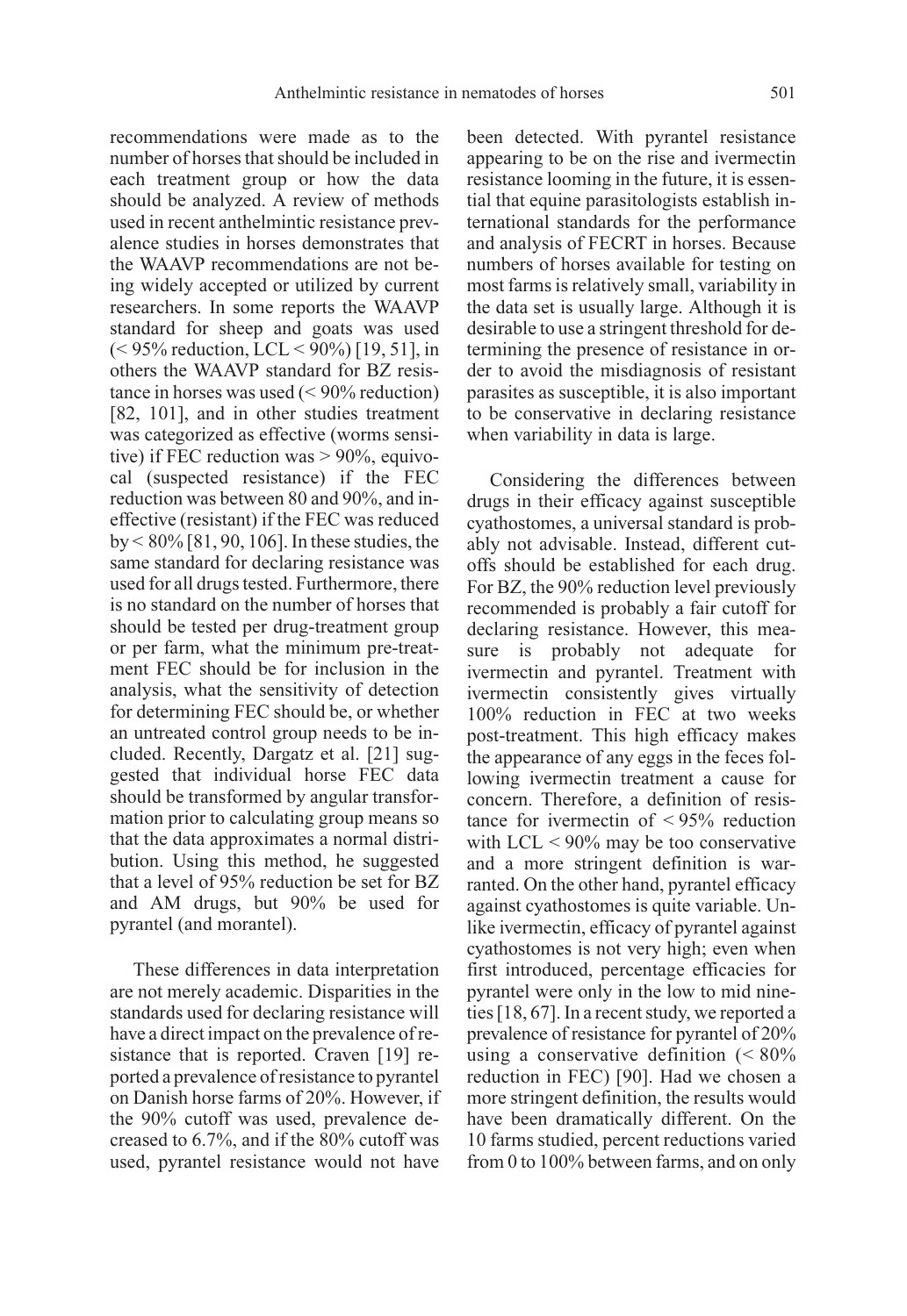recommendations were made as to the number of horses that should be included in each treatment group or how the data should be analyzed. A review of methods used in recent anthelmintic resistance prevalence studies in horses demonstrates that the WAAVP recommendations are not being widely accepted or utilized by current researchers. In some reports the WAAVP standard for sheep and goats was used (< 95% reduction, LCL < 90%) [19, 51], in others the WAAVP standard for BZ resistance in horses was used (< 90% reduction) [82, 101], and in other studies treatment was categorized as effective (worms sensitive) if FEC reduction was > 90%, equivocal (suspected resistance) if the FEC reduction was between 80 and 90%, and ineffective (resistant) if the FEC was reduced by < 80% [81, 90, 106]. In these studies, the same standard for declaring resistance was used for all drugs tested. Furthermore, there is no standard on the number of horses that should be tested per drug-treatment group or per farm, what the minimum pre-treatment FEC should be for inclusion in the analysis, what the sensitivity of detection for determining FEC should be, or whether an untreated control group needs to be included. Recently, Dargatz et al. [21] suggested that individual horse FEC data should be transformed by angular transformation prior to calculating group means so that the data approximates a normal distribution. Using this method, he suggested that a level of 95% reduction be set for BZ and AM drugs, but 90% be used for pyrantel (and morantel).

These differences in data interpretation are not merely academic. Disparities in the standards used for declaring resistance will have a direct impact on the prevalence of resistance that is reported. Craven [19] reported a prevalence of resistance to pyrantel on Danish horse farms of 20%. However, if the 90% cutoff was used, prevalence decreased to 6.7%, and if the 80% cutoff was used, pyrantel resistance would not have been detected. With pyrantel resistance appearing to be on the rise and ivermectin resistance looming in the future, it is essential that equine parasitologists establish international standards for the performance and analysis of FECRT in horses. Because numbers of horses available for testing on most farms is relatively small, variability in the data set is usually large. Although it is desirable to use a stringent threshold for determining the presence of resistance in order to avoid the misdiagnosis of resistant parasites as susceptible, it is also important to be conservative in declaring resistance when variability in data is large.

Considering the differences between drugs in their efficacy against susceptible cyathostomes, a universal standard is probably not advisable. Instead, different cutoffs should be established for each drug. For BZ, the 90% reduction level previously recommended is probably a fair cutoff for declaring resistance. However, this measure is probably not adequate for ivermectin and pyrantel. Treatment with ivermectin consistently gives virtually 100% reduction in FEC at two weeks post-treatment. This high efficacy makes the appearance of any eggs in the feces following ivermectin treatment a cause for concern. Therefore, a definition of resistance for ivermectin of < 95% reduction with LCL < 90% may be too conservative and a more stringent definition is warranted. On the other hand, pyrantel efficacy against cyathostomes is quite variable. Unlike ivermectin, efficacy of pyrantel against cyathostomes is not very high; even when first introduced, percentage efficacies for pyrantel were only in the low to mid nineties [18, 67]. In a recent study, we reported a prevalence of resistance for pyrantel of 20% using a conservative definition (< 80% reduction in FEC) [90]. Had we chosen a more stringent definition, the results would have been dramatically different. On the 10 farms studied, percent reductions varied from 0 to 100% between farms, and on only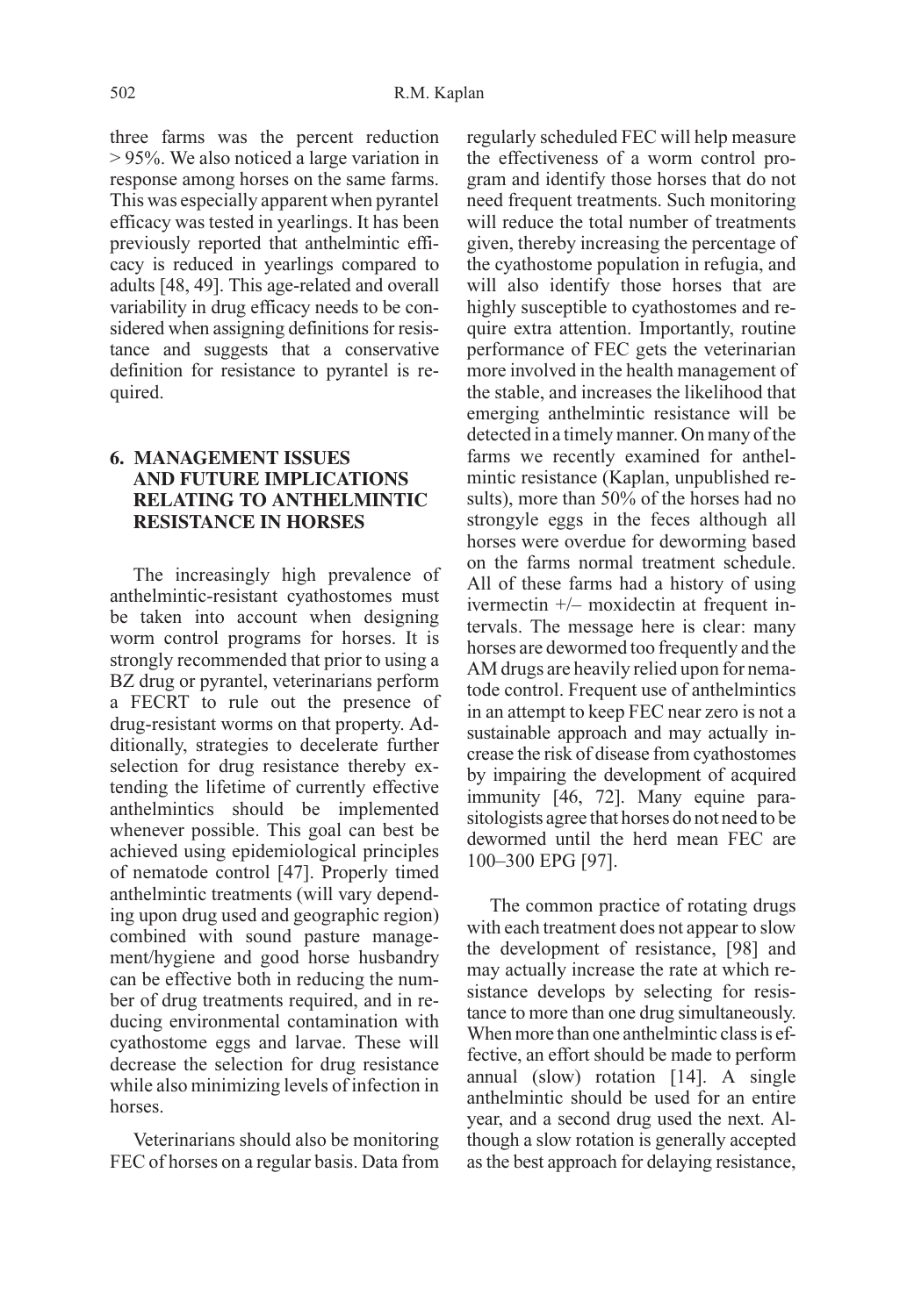three farms was the percent reduction > 95%. We also noticed a large variation in response among horses on the same farms. This was especially apparent when pyrantel efficacy was tested in yearlings. It has been previously reported that anthelmintic efficacy is reduced in yearlings compared to adults [48, 49]. This age-related and overall variability in drug efficacy needs to be considered when assigning definitions for resistance and suggests that a conservative definition for resistance to pyrantel is required.

## 6. MANAGEMENT ISSUES AND FUTURE IMPLICATIONS RELATING TO ANTHELMINTIC RESISTANCE IN HORSES

The increasingly high prevalence of anthelmintic-resistant cyathostomes must be taken into account when designing worm control programs for horses. It is strongly recommended that prior to using a BZ drug or pyrantel, veterinarians perform a FECRT to rule out the presence of drug-resistant worms on that property. Additionally, strategies to decelerate further selection for drug resistance thereby extending the lifetime of currently effective anthelmintics should be implemented whenever possible. This goal can best be achieved using epidemiological principles of nematode control [47]. Properly timed anthelmintic treatments (will vary depending upon drug used and geographic region) combined with sound pasture management/hygiene and good horse husbandry can be effective both in reducing the number of drug treatments required, and in reducing environmental contamination with cyathostome eggs and larvae. These will decrease the selection for drug resistance while also minimizing levels of infection in horses.

Veterinarians should also be monitoring FEC of horses on a regular basis. Data from regularly scheduled FEC will help measure the effectiveness of a worm control program and identify those horses that do not need frequent treatments. Such monitoring will reduce the total number of treatments given, thereby increasing the percentage of the cyathostome population in refugia, and will also identify those horses that are highly susceptible to cyathostomes and require extra attention. Importantly, routine performance of FEC gets the veterinarian more involved in the health management of the stable, and increases the likelihood that emerging anthelmintic resistance will be detected in a timely manner. On many of the farms we recently examined for anthelmintic resistance (Kaplan, unpublished results), more than 50% of the horses had no strongyle eggs in the feces although all horses were overdue for deworming based on the farms normal treatment schedule. All of these farms had a history of using ivermectin +/– moxidectin at frequent intervals. The message here is clear: many horses are dewormed too frequently and the AM drugs are heavily relied upon for nematode control. Frequent use of anthelmintics in an attempt to keep FEC near zero is not a sustainable approach and may actually increase the risk of disease from cyathostomes by impairing the development of acquired immunity [46, 72]. Many equine parasitologists agree that horses do not need to be dewormed until the herd mean FEC are 100–300 EPG [97].

The common practice of rotating drugs with each treatment does not appear to slow the development of resistance, [98] and may actually increase the rate at which resistance develops by selecting for resistance to more than one drug simultaneously. When more than one anthelmintic class is effective, an effort should be made to perform annual (slow) rotation [14]. A single anthelmintic should be used for an entire year, and a second drug used the next. Although a slow rotation is generally accepted as the best approach for delaying resistance,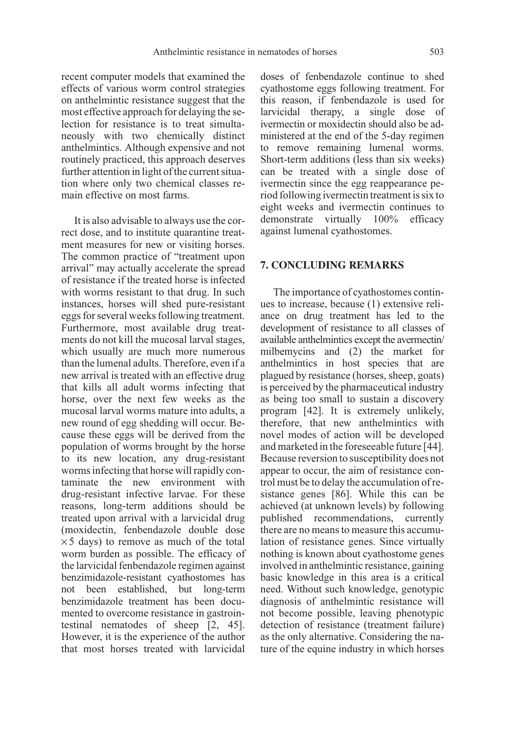recent computer models that examined the effects of various worm control strategies on anthelmintic resistance suggest that the most effective approach for delaying the selection for resistance is to treat simultaneously with two chemically distinct anthelmintics. Although expensive and not routinely practiced, this approach deserves further attention in light of the current situation where only two chemical classes remain effective on most farms.

It is also advisable to always use the correct dose, and to institute quarantine treatment measures for new or visiting horses. The common practice of "treatment upon arrival" may actually accelerate the spread of resistance if the treated horse is infected with worms resistant to that drug. In such instances, horses will shed pure-resistant eggs for several weeks following treatment. Furthermore, most available drug treatments do not kill the mucosal larval stages, which usually are much more numerous than the lumenal adults. Therefore, even if a new arrival is treated with an effective drug that kills all adult worms infecting that horse, over the next few weeks as the mucosal larval worms mature into adults, a new round of egg shedding will occur. Because these eggs will be derived from the population of worms brought by the horse to its new location, any drug-resistant worms infecting that horse will rapidly contaminate the new environment with drug-resistant infective larvae. For these reasons, long-term additions should be treated upon arrival with a larvicidal drug (moxidectin, fenbendazole double dose $\times 5$ days) to remove as much of the total worm burden as possible. The efficacy of the larvicidal fenbendazole regimen against benzimidazole-resistant cyathostomes has not been established, but long-term benzimidazole treatment has been documented to overcome resistance in gastrointestinal nematodes of sheep [2, 45]. However, it is the experience of the author that most horses treated with larvicidal doses of fenbendazole continue to shed cyathostome eggs following treatment. For this reason, if fenbendazole is used for larvicidal therapy, a single dose of ivermectin or moxidectin should also be administered at the end of the 5-day regimen to remove remaining lumenal worms. Short-term additions (less than six weeks) can be treated with a single dose of ivermectin since the egg reappearance period following ivermectin treatment is six to eight weeks and ivermectin continues to demonstrate virtually 100% efficacy against lumenal cyathostomes.

## 7. CONCLUDING REMARKS

The importance of cyathostomes continues to increase, because (1) extensive reliance on drug treatment has led to the development of resistance to all classes of available anthelmintics except the avermectin/milbemycins and (2) the market for anthelmintics in host species that are plagued by resistance (horses, sheep, goats) is perceived by the pharmaceutical industry as being too small to sustain a discovery program [42]. It is extremely unlikely, therefore, that new anthelmintics with novel modes of action will be developed and marketed in the foreseeable future [44]. Because reversion to susceptibility does not appear to occur, the aim of resistance control must be to delay the accumulation of resistance genes [86]. While this can be achieved (at unknown levels) by following published recommendations, currently there are no means to measure this accumulation of resistance genes. Since virtually nothing is known about cyathostome genes involved in anthelmintic resistance, gaining basic knowledge in this area is a critical need. Without such knowledge, genotypic diagnosis of anthelmintic resistance will not become possible, leaving phenotypic detection of resistance (treatment failure) as the only alternative. Considering the nature of the equine industry in which horses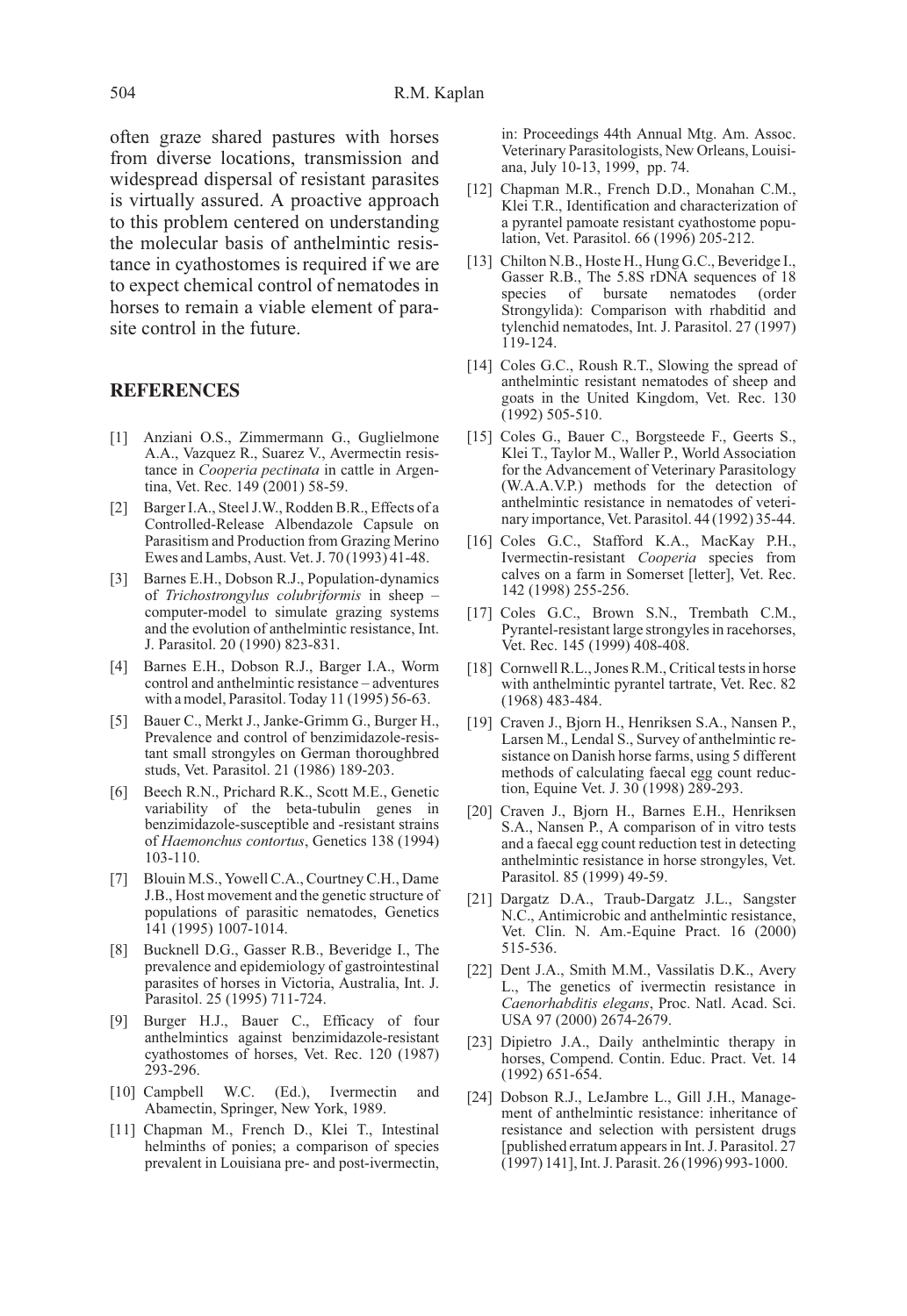often graze shared pastures with horses from diverse locations, transmission and widespread dispersal of resistant parasites is virtually assured. A proactive approach to this problem centered on understanding the molecular basis of anthelmintic resistance in cyathostomes is required if we are to expect chemical control of nematodes in horses to remain a viable element of parasite control in the future.

## REFERENCES

[1] Anziani O.S., Zimmermann G., Guglielmone A.A., Vazquez R., Suarez V., Avermectin resistance in *Cooperia pectinata* in cattle in Argentina, Vet. Rec. 149 (2001) 58-59.

[2] Barger I.A., Steel J.W., Rodden B.R., Effects of a Controlled-Release Albendazole Capsule on Parasitism and Production from Grazing Merino Ewes and Lambs, Aust. Vet. J. 70 (1993) 41-48.

[3] Barnes E.H., Dobson R.J., Population-dynamics of *Trichostrongylus colubriformis* in sheep – computer-model to simulate grazing systems and the evolution of anthelmintic resistance, Int. J. Parasitol. 20 (1990) 823-831.

[4] Barnes E.H., Dobson R.J., Barger I.A., Worm control and anthelmintic resistance – adventures with a model, Parasitol. Today 11 (1995) 56-63.

[5] Bauer C., Merkt J., Janke-Grimm G., Burger H., Prevalence and control of benzimidazole-resistant small strongyles on German thoroughbred studs, Vet. Parasitol. 21 (1986) 189-203.

[6] Beech R.N., Prichard R.K., Scott M.E., Genetic variability of the beta-tubulin genes in benzimidazole-susceptible and -resistant strains of *Haemonchus contortus*, Genetics 138 (1994) 103-110.

[7] Blouin M.S., Yowell C.A., Courtney C.H., Dame J.B., Host movement and the genetic structure of populations of parasitic nematodes, Genetics 141 (1995) 1007-1014.

[8] Bucknell D.G., Gasser R.B., Beveridge I., The prevalence and epidemiology of gastrointestinal parasites of horses in Victoria, Australia, Int. J. Parasitol. 25 (1995) 711-724.

[9] Burger H.J., Bauer C., Efficacy of four anthelmintics against benzimidazole-resistant cyathostomes of horses, Vet. Rec. 120 (1987) 293-296.

[10] Campbell W.C. (Ed.), Ivermectin and Abamectin, Springer, New York, 1989.

[11] Chapman M., French D., Klei T., Intestinal helminths of ponies; a comparison of species prevalent in Louisiana pre- and post-ivermectin, in: Proceedings 44th Annual Mtg. Am. Assoc. Veterinary Parasitologists, New Orleans, Louisiana, July 10-13, 1999, pp. 74.

[12] Chapman M.R., French D.D., Monahan C.M., Klei T.R., Identification and characterization of a pyrantel pamoate resistant cyathostome population, Vet. Parasitol. 66 (1996) 205-212.

[13] Chilton N.B., Hoste H., Hung G.C., Beveridge I., Gasser R.B., The 5.8S rDNA sequences of 18 species of bursate nematodes (order Strongylida): Comparison with rhabditid and tylenchid nematodes, Int. J. Parasitol. 27 (1997) 119-124.

[14] Coles G.C., Roush R.T., Slowing the spread of anthelmintic resistant nematodes of sheep and goats in the United Kingdom, Vet. Rec. 130 (1992) 505-510.

[15] Coles G., Bauer C., Borgsteede F., Geerts S., Klei T., Taylor M., Waller P., World Association for the Advancement of Veterinary Parasitology (W.A.A.V.P.) methods for the detection of anthelmintic resistance in nematodes of veterinary importance, Vet. Parasitol. 44 (1992) 35-44.

[16] Coles G.C., Stafford K.A., MacKay P.H., Ivermectin-resistant *Cooperia* species from calves on a farm in Somerset [letter], Vet. Rec. 142 (1998) 255-256.

[17] Coles G.C., Brown S.N., Trembath C.M., Pyrantel-resistant large strongyles in racehorses, Vet. Rec. 145 (1999) 408-408.

[18] Cornwell R.L., Jones R.M., Critical tests in horse with anthelmintic pyrantel tartrate, Vet. Rec. 82 (1968) 483-484.

[19] Craven J., Bjorn H., Henriksen S.A., Nansen P., Larsen M., Lendal S., Survey of anthelmintic resistance on Danish horse farms, using 5 different methods of calculating faecal egg count reduction, Equine Vet. J. 30 (1998) 289-293.

[20] Craven J., Bjorn H., Barnes E.H., Henriksen S.A., Nansen P., A comparison of in vitro tests and a faecal egg count reduction test in detecting anthelmintic resistance in horse strongyles, Vet. Parasitol. 85 (1999) 49-59.

[21] Dargatz D.A., Traub-Dargatz J.L., Sangster N.C., Antimicrobic and anthelmintic resistance, Vet. Clin. N. Am.-Equine Pract. 16 (2000) 515-536.

[22] Dent J.A., Smith M.M., Vassilatis D.K., Avery L., The genetics of ivermectin resistance in *Caenorhabditis elegans*, Proc. Natl. Acad. Sci. USA 97 (2000) 2674-2679.

[23] Dipietro J.A., Daily anthelmintic therapy in horses, Compend. Contin. Educ. Pract. Vet. 14 (1992) 651-654.

[24] Dobson R.J., LeJambre L., Gill J.H., Management of anthelmintic resistance: inheritance of resistance and selection with persistent drugs [published erratum appears in Int. J. Parasitol. 27 (1997) 141], Int. J. Parasit. 26 (1996) 993-1000.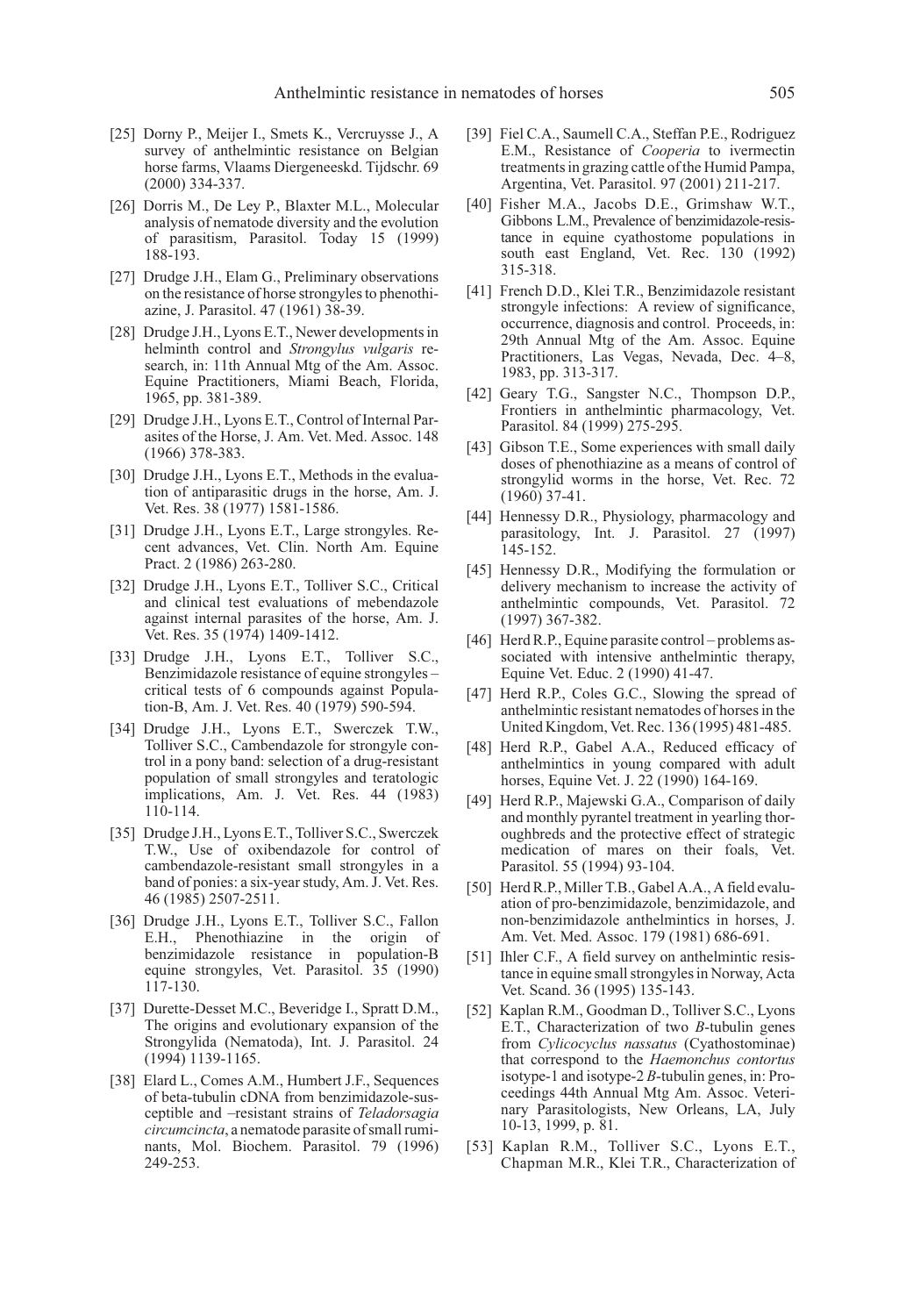[25] Dorny P., Meijer I., Smets K., Vercruysse J., A survey of anthelmintic resistance on Belgian horse farms, Vlaams Diergeneeskd. Tijdschr. 69 (2000) 334-337.

[26] Dorris M., De Ley P., Blaxter M.L., Molecular analysis of nematode diversity and the evolution of parasitism, Parasitol. Today 15 (1999) 188-193.

[27] Drudge J.H., Elam G., Preliminary observations on the resistance of horse strongyles to phenothiazine, J. Parasitol. 47 (1961) 38-39.

[28] Drudge J.H., Lyons E.T., Newer developments in helminth control and *Strongylus vulgaris* research, in: 11th Annual Mtg of the Am. Assoc. Equine Practitioners, Miami Beach, Florida, 1965, pp. 381-389.

[29] Drudge J.H., Lyons E.T., Control of Internal Parasites of the Horse, J. Am. Vet. Med. Assoc. 148 (1966) 378-383.

[30] Drudge J.H., Lyons E.T., Methods in the evaluation of antiparasitic drugs in the horse, Am. J. Vet. Res. 38 (1977) 1581-1586.

[31] Drudge J.H., Lyons E.T., Large strongyles. Recent advances, Vet. Clin. North Am. Equine Pract. 2 (1986) 263-280.

[32] Drudge J.H., Lyons E.T., Tolliver S.C., Critical and clinical test evaluations of mebendazole against internal parasites of the horse, Am. J. Vet. Res. 35 (1974) 1409-1412.

[33] Drudge J.H., Lyons E.T., Tolliver S.C., Benzimidazole resistance of equine strongyles – critical tests of 6 compounds against Population-B, Am. J. Vet. Res. 40 (1979) 590-594.

[34] Drudge J.H., Lyons E.T., Swerczek T.W., Tolliver S.C., Cambendazole for strongyle control in a pony band: selection of a drug-resistant population of small strongyles and teratologic implications, Am. J. Vet. Res. 44 (1983) 110-114.

[35] Drudge J.H., Lyons E.T., Tolliver S.C., Swerczek T.W., Use of oxibendazole for control of cambendazole-resistant small strongyles in a band of ponies: a six-year study, Am. J. Vet. Res. 46 (1985) 2507-2511.

[36] Drudge J.H., Lyons E.T., Tolliver S.C., Fallon E.H., Phenothiazine in the origin of benzimidazole resistance in population-B equine strongyles, Vet. Parasitol. 35 (1990) 117-130.

[37] Durette-Desset M.C., Beveridge I., Spratt D.M., The origins and evolutionary expansion of the Strongylida (Nematoda), Int. J. Parasitol. 24 (1994) 1139-1165.

[38] Elard L., Comes A.M., Humbert J.F., Sequences of beta-tubulin cDNA from benzimidazole-susceptible and –resistant strains of *Teladorsagia circumcincta*, a nematode parasite of small ruminants, Mol. Biochem. Parasitol. 79 (1996) 249-253.

[39] Fiel C.A., Saumell C.A., Steffan P.E., Rodriguez E.M., Resistance of *Cooperia* to ivermectin treatments in grazing cattle of the Humid Pampa, Argentina, Vet. Parasitol. 97 (2001) 211-217.

[40] Fisher M.A., Jacobs D.E., Grimshaw W.T., Gibbons L.M., Prevalence of benzimidazole-resistance in equine cyathostome populations in south east England, Vet. Rec. 130 (1992) 315-318.

[41] French D.D., Klei T.R., Benzimidazole resistant strongyle infections: A review of significance, occurrence, diagnosis and control. Proceeds, in: 29th Annual Mtg of the Am. Assoc. Equine Practitioners, Las Vegas, Nevada, Dec. 4–8, 1983, pp. 313-317.

[42] Geary T.G., Sangster N.C., Thompson D.P., Frontiers in anthelmintic pharmacology, Vet. Parasitol. 84 (1999) 275-295.

[43] Gibson T.E., Some experiences with small daily doses of phenothiazine as a means of control of strongylid worms in the horse, Vet. Rec. 72 (1960) 37-41.

[44] Hennessy D.R., Physiology, pharmacology and parasitology, Int. J. Parasitol. 27 (1997) 145-152.

[45] Hennessy D.R., Modifying the formulation or delivery mechanism to increase the activity of anthelmintic compounds, Vet. Parasitol. 72 (1997) 367-382.

[46] Herd R.P., Equine parasite control – problems associated with intensive anthelmintic therapy, Equine Vet. Educ. 2 (1990) 41-47.

[47] Herd R.P., Coles G.C., Slowing the spread of anthelmintic resistant nematodes of horses in the United Kingdom, Vet. Rec. 136 (1995) 481-485.

[48] Herd R.P., Gabel A.A., Reduced efficacy of anthelmintics in young compared with adult horses, Equine Vet. J. 22 (1990) 164-169.

[49] Herd R.P., Majewski G.A., Comparison of daily and monthly pyrantel treatment in yearling thoroughbreds and the protective effect of strategic medication of mares on their foals, Vet. Parasitol. 55 (1994) 93-104.

[50] Herd R.P., Miller T.B., Gabel A.A., A field evaluation of pro-benzimidazole, benzimidazole, and non-benzimidazole anthelmintics in horses, J. Am. Vet. Med. Assoc. 179 (1981) 686-691.

[51] Ihler C.F., A field survey on anthelmintic resistance in equine small strongyles in Norway, Acta Vet. Scand. 36 (1995) 135-143.

[52] Kaplan R.M., Goodman D., Tolliver S.C., Lyons E.T., Characterization of two *B*-tubulin genes from *Cylicocyclus nassatus* (Cyathostominae) that correspond to the *Haemonchus contortus* isotype-1 and isotype-2 *B*-tubulin genes, in: Proceedings 44th Annual Mtg Am. Assoc. Veterinary Parasitologists, New Orleans, LA, July 10-13, 1999, p. 81.

[53] Kaplan R.M., Tolliver S.C., Lyons E.T., Chapman M.R., Klei T.R., Characterization of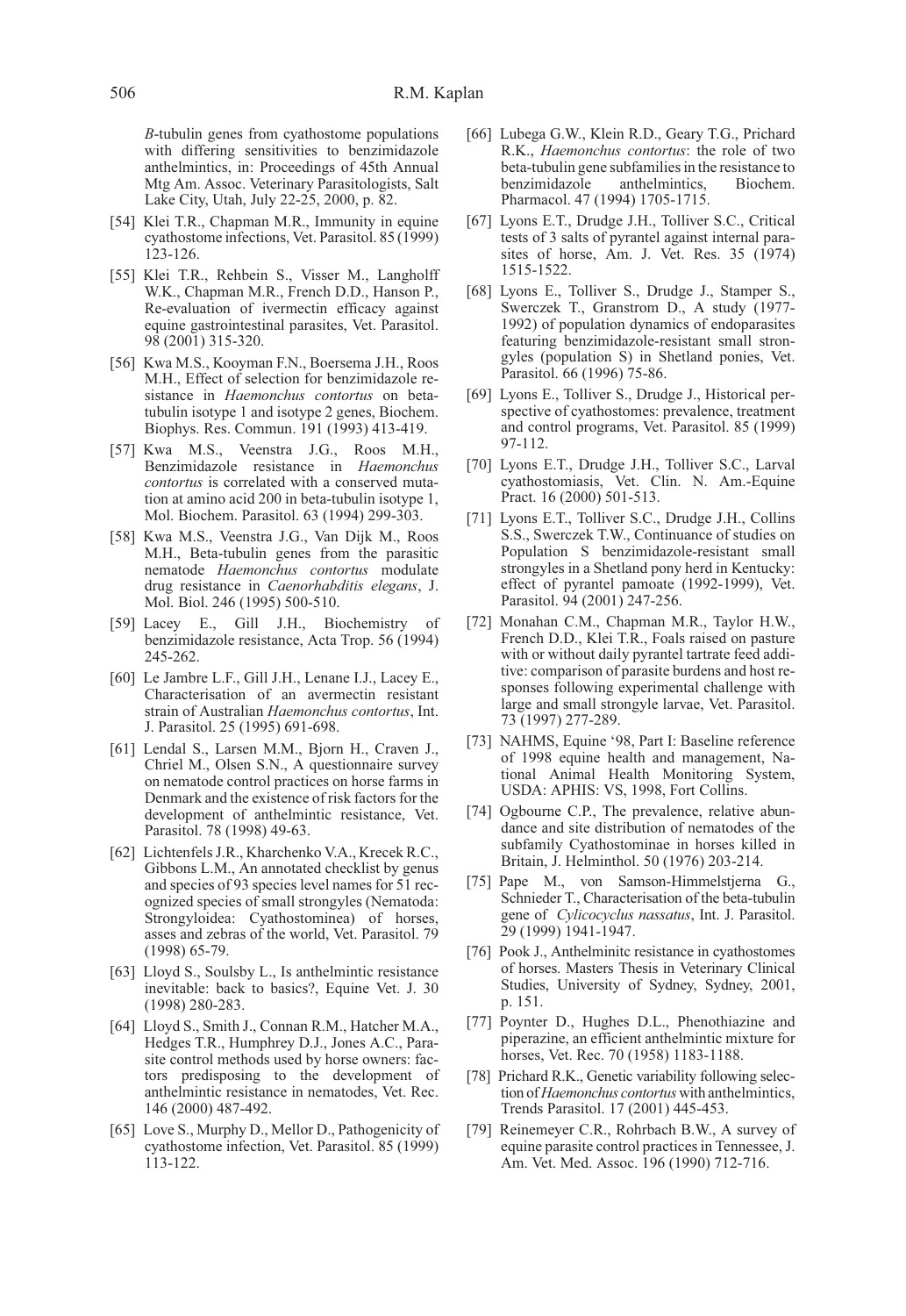*B*-tubulin genes from cyathostome populations with differing sensitivities to benzimidazole anthelmintics, in: Proceedings of 45th Annual Mtg Am. Assoc. Veterinary Parasitologists, Salt Lake City, Utah, July 22-25, 2000, p. 82.

[54] Klei T.R., Chapman M.R., Immunity in equine cyathostome infections, Vet. Parasitol. 85 (1999) 123-126.

[55] Klei T.R., Rehbein S., Visser M., Langholff W.K., Chapman M.R., French D.D., Hanson P., Re-evaluation of ivermectin efficacy against equine gastrointestinal parasites, Vet. Parasitol. 98 (2001) 315-320.

[56] Kwa M.S., Kooyman F.N., Boersema J.H., Roos M.H., Effect of selection for benzimidazole resistance in *Haemonchus contortus* on beta-tubulin isotype 1 and isotype 2 genes, Biochem. Biophys. Res. Commun. 191 (1993) 413-419.

[57] Kwa M.S., Veenstra J.G., Roos M.H., Benzimidazole resistance in *Haemonchus contortus* is correlated with a conserved mutation at amino acid 200 in beta-tubulin isotype 1, Mol. Biochem. Parasitol. 63 (1994) 299-303.

[58] Kwa M.S., Veenstra J.G., Van Dijk M., Roos M.H., Beta-tubulin genes from the parasitic nematode *Haemonchus contortus* modulate drug resistance in *Caenorhabditis elegans*, J. Mol. Biol. 246 (1995) 500-510.

[59] Lacey E., Gill J.H., Biochemistry of benzimidazole resistance, Acta Trop. 56 (1994) 245-262.

[60] Le Jambre L.F., Gill J.H., Lenane I.J., Lacey E., Characterisation of an avermectin resistant strain of Australian *Haemonchus contortus*, Int. J. Parasitol. 25 (1995) 691-698.

[61] Lendal S., Larsen M.M., Bjorn H., Craven J., Chriel M., Olsen S.N., A questionnaire survey on nematode control practices on horse farms in Denmark and the existence of risk factors for the development of anthelmintic resistance, Vet. Parasitol. 78 (1998) 49-63.

[62] Lichtenfels J.R., Kharchenko V.A., Krecek R.C., Gibbons L.M., An annotated checklist by genus and species of 93 species level names for 51 recognized species of small strongyles (Nematoda: Strongyloidea: Cyathostominea) of horses, asses and zebras of the world, Vet. Parasitol. 79 (1998) 65-79.

[63] Lloyd S., Soulsby L., Is anthelmintic resistance inevitable: back to basics?, Equine Vet. J. 30 (1998) 280-283.

[64] Lloyd S., Smith J., Connan R.M., Hatcher M.A., Hedges T.R., Humphrey D.J., Jones A.C., Parasite control methods used by horse owners: factors predisposing to the development of anthelmintic resistance in nematodes, Vet. Rec. 146 (2000) 487-492.

[65] Love S., Murphy D., Mellor D., Pathogenicity of cyathostome infection, Vet. Parasitol. 85 (1999) 113-122.

[66] Lubega G.W., Klein R.D., Geary T.G., Prichard R.K., *Haemonchus contortus*: the role of two beta-tubulin gene subfamilies in the resistance to benzimidazole anthelmintics, Biochem. Pharmacol. 47 (1994) 1705-1715.

[67] Lyons E.T., Drudge J.H., Tolliver S.C., Critical tests of 3 salts of pyrantel against internal parasites of horse, Am. J. Vet. Res. 35 (1974) 1515-1522.

[68] Lyons E., Tolliver S., Drudge J., Stamper S., Swerczek T., Granstrom D., A study (1977-1992) of population dynamics of endoparasites featuring benzimidazole-resistant small strongyles (population S) in Shetland ponies, Vet. Parasitol. 66 (1996) 75-86.

[69] Lyons E., Tolliver S., Drudge J., Historical perspective of cyathostomes: prevalence, treatment and control programs, Vet. Parasitol. 85 (1999) 97-112.

[70] Lyons E.T., Drudge J.H., Tolliver S.C., Larval cyathostomiasis, Vet. Clin. N. Am.-Equine Pract. 16 (2000) 501-513.

[71] Lyons E.T., Tolliver S.C., Drudge J.H., Collins S.S., Swerczek T.W., Continuance of studies on Population S benzimidazole-resistant small strongyles in a Shetland pony herd in Kentucky: effect of pyrantel pamoate (1992-1999), Vet. Parasitol. 94 (2001) 247-256.

[72] Monahan C.M., Chapman M.R., Taylor H.W., French D.D., Klei T.R., Foals raised on pasture with or without daily pyrantel tartrate feed additive: comparison of parasite burdens and host responses following experimental challenge with large and small strongyle larvae, Vet. Parasitol. 73 (1997) 277-289.

[73] NAHMS, Equine '98, Part I: Baseline reference of 1998 equine health and management, National Animal Health Monitoring System, USDA: APHIS: VS, 1998, Fort Collins.

[74] Ogbourne C.P., The prevalence, relative abundance and site distribution of nematodes of the subfamily Cyathostominae in horses killed in Britain, J. Helminthol. 50 (1976) 203-214.

[75] Pape M., von Samson-Himmelstjerna G., Schnieder T., Characterisation of the beta-tubulin gene of *Cylicocyclus nassatus*, Int. J. Parasitol. 29 (1999) 1941-1947.

[76] Pook J., Anthelminitc resistance in cyathostomes of horses. Masters Thesis in Veterinary Clinical Studies, University of Sydney, Sydney, 2001, p. 151.

[77] Poynter D., Hughes D.L., Phenothiazine and piperazine, an efficient anthelmintic mixture for horses, Vet. Rec. 70 (1958) 1183-1188.

[78] Prichard R.K., Genetic variability following selection of *Haemonchus contortus* with anthelmintics, Trends Parasitol. 17 (2001) 445-453.

[79] Reinemeyer C.R., Rohrbach B.W., A survey of equine parasite control practices in Tennessee, J. Am. Vet. Med. Assoc. 196 (1990) 712-716.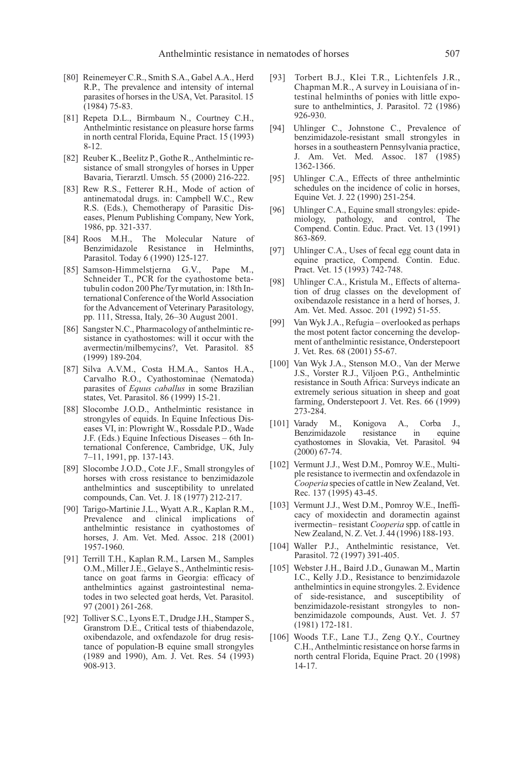[80] Reinemeyer C.R., Smith S.A., Gabel A.A., Herd R.P., The prevalence and intensity of internal parasites of horses in the USA, Vet. Parasitol. 15 (1984) 75-83.

[81] Repeta D.L., Birmbaum N., Courtney C.H., Anthelmintic resistance on pleasure horse farms in north central Florida, Equine Pract. 15 (1993) 8-12.

[82] Reuber K., Beelitz P., Gothe R., Anthelmintic resistance of small strongyles of horses in Upper Bavaria, Tierarztl. Umsch. 55 (2000) 216-222.

[83] Rew R.S., Fetterer R.H., Mode of action of antinematodal drugs. in: Campbell W.C., Rew R.S. (Eds.), Chemotherapy of Parasitic Diseases, Plenum Publishing Company, New York, 1986, pp. 321-337.

[84] Roos M.H., The Molecular Nature of Benzimidazole Resistance in Helminths, Parasitol. Today 6 (1990) 125-127.

[85] Samson-Himmelstjerna G.V., Pape M., Schneider T., PCR for the cyathostome beta-tubulin codon 200 Phe/Tyr mutation, in: 18th International Conference of the World Association for the Advancement of Veterinary Parasitology, pp. 111, Stressa, Italy, 26–30 August 2001.

[86] Sangster N.C., Pharmacology of anthelmintic resistance in cyathostomes: will it occur with the avermectin/milbemycins?, Vet. Parasitol. 85 (1999) 189-204.

[87] Silva A.V.M., Costa H.M.A., Santos H.A., Carvalho R.O., Cyathostominae (Nematoda) parasites of *Equus caballus* in some Brazilian states, Vet. Parasitol. 86 (1999) 15-21.

[88] Slocombe J.O.D., Anthelmintic resistance in strongyles of equids. In Equine Infectious Diseases VI, in: Plowright W., Rossdale P.D., Wade J.F. (Eds.) Equine Infectious Diseases – 6th International Conference, Cambridge, UK, July 7–11, 1991, pp. 137-143.

[89] Slocombe J.O.D., Cote J.F., Small strongyles of horses with cross resistance to benzimidazole anthelmintics and susceptibility to unrelated compounds, Can. Vet. J. 18 (1977) 212-217.

[90] Tarigo-Martinie J.L., Wyatt A.R., Kaplan R.M., Prevalence and clinical implications of anthelmintic resistance in cyathostomes of horses, J. Am. Vet. Med. Assoc. 218 (2001) 1957-1960.

[91] Terrill T.H., Kaplan R.M., Larsen M., Samples O.M., Miller J.E., Gelaye S., Anthelmintic resistance on goat farms in Georgia: efficacy of anthelmintics against gastrointestinal nematodes in two selected goat herds, Vet. Parasitol. 97 (2001) 261-268.

[92] Tolliver S.C., Lyons E.T., Drudge J.H., Stamper S., Granstrom D.E., Critical tests of thiabendazole, oxibendazole, and oxfendazole for drug resistance of population-B equine small strongyles (1989 and 1990), Am. J. Vet. Res. 54 (1993) 908-913.

[93] Torbert B.J., Klei T.R., Lichtenfels J.R., Chapman M.R., A survey in Louisiana of intestinal helminths of ponies with little exposure to anthelmintics, J. Parasitol. 72 (1986) 926-930.

[94] Uhlinger C., Johnstone C., Prevalence of benzimidazole-resistant small strongyles in horses in a southeastern Pennsylvania practice, J. Am. Vet. Med. Assoc. 187 (1985) 1362-1366.

[95] Uhlinger C.A., Effects of three anthelmintic schedules on the incidence of colic in horses, Equine Vet. J. 22 (1990) 251-254.

[96] Uhlinger C.A., Equine small strongyles: epidemiology, pathology, and control, The Compend. Contin. Educ. Pract. Vet. 13 (1991) 863-869.

[97] Uhlinger C.A., Uses of fecal egg count data in equine practice, Compend. Contin. Educ. Pract. Vet. 15 (1993) 742-748.

[98] Uhlinger C.A., Kristula M., Effects of alternation of drug classes on the development of oxibendazole resistance in a herd of horses, J. Am. Vet. Med. Assoc. 201 (1992) 51-55.

[99] Van Wyk J.A., Refugia – overlooked as perhaps the most potent factor concerning the development of anthelmintic resistance, Onderstepoort J. Vet. Res. 68 (2001) 55-67.

[100] Van Wyk J.A., Stenson M.O., Van der Merwe J.S., Vorster R.J., Viljoen P.G., Anthelmintic resistance in South Africa: Surveys indicate an extremely serious situation in sheep and goat farming, Onderstepoort J. Vet. Res. 66 (1999) 273-284.

[101] Varady M., Konigova A., Corba J., Benzimidazole resistance in equine cyathostomes in Slovakia, Vet. Parasitol. 94 (2000) 67-74.

[102] Vermunt J.J., West D.M., Pomroy W.E., Multiple resistance to ivermectin and oxfendazole in *Cooperia* species of cattle in New Zealand, Vet. Rec. 137 (1995) 43-45.

[103] Vermunt J.J., West D.M., Pomroy W.E., Inefficacy of moxidectin and doramectin against ivermectin– resistant *Cooperia* spp. of cattle in New Zealand, N. Z. Vet. J. 44 (1996) 188-193.

[104] Waller P.J., Anthelmintic resistance, Vet. Parasitol. 72 (1997) 391-405.

[105] Webster J.H., Baird J.D., Gunawan M., Martin I.C., Kelly J.D., Resistance to benzimidazole anthelmintics in equine strongyles. 2. Evidence of side-resistance, and susceptibility of benzimidazole-resistant strongyles to non-benzimidazole compounds, Aust. Vet. J. 57 (1981) 172-181.

[106] Woods T.F., Lane T.J., Zeng Q.Y., Courtney C.H., Anthelmintic resistance on horse farms in north central Florida, Equine Pract. 20 (1998) 14-17.